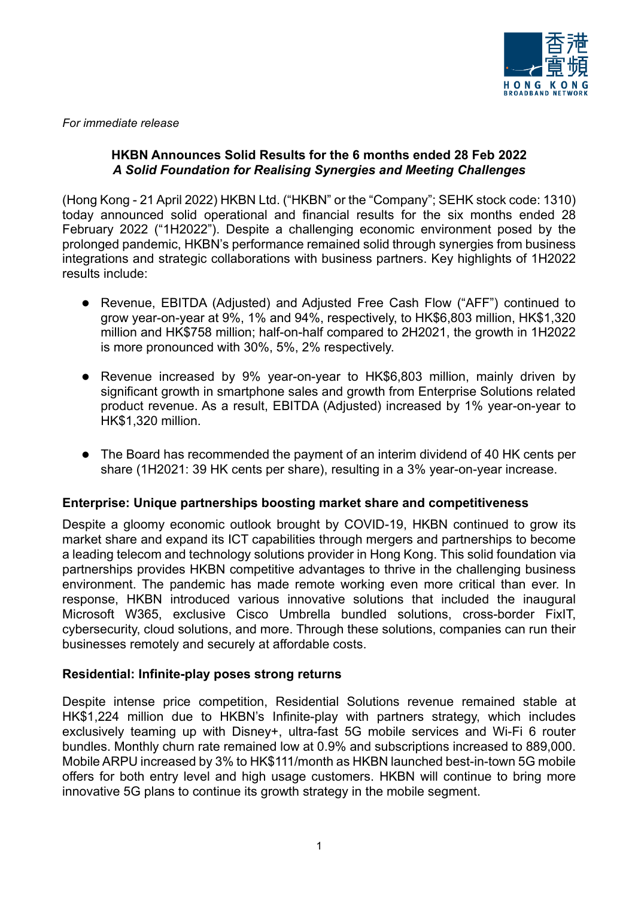*For immediate release*

**HKBN Announces Solid Results for the 6 months ended 28 Feb 2022**
***A Solid Foundation for Realising Synergies and Meeting Challenges***

(Hong Kong - 21 April 2022) HKBN Ltd. ("HKBN" or the "Company"; SEHK stock code: 1310) today announced solid operational and financial results for the six months ended 28 February 2022 ("1H2022"). Despite a challenging economic environment posed by the prolonged pandemic, HKBN's performance remained solid through synergies from business integrations and strategic collaborations with business partners. Key highlights of 1H2022 results include:

- Revenue, EBITDA (Adjusted) and Adjusted Free Cash Flow ("AFF") continued to grow year-on-year at 9%, 1% and 94%, respectively, to HK$6,803 million, HK$1,320 million and HK$758 million; half-on-half compared to 2H2021, the growth in 1H2022 is more pronounced with 30%, 5%, 2% respectively.

- Revenue increased by 9% year-on-year to HK$6,803 million, mainly driven by significant growth in smartphone sales and growth from Enterprise Solutions related product revenue. As a result, EBITDA (Adjusted) increased by 1% year-on-year to HK$1,320 million.

- The Board has recommended the payment of an interim dividend of 40 HK cents per share (1H2021: 39 HK cents per share), resulting in a 3% year-on-year increase.

## Enterprise: Unique partnerships boosting market share and competitiveness

Despite a gloomy economic outlook brought by COVID-19, HKBN continued to grow its market share and expand its ICT capabilities through mergers and partnerships to become a leading telecom and technology solutions provider in Hong Kong. This solid foundation via partnerships provides HKBN competitive advantages to thrive in the challenging business environment. The pandemic has made remote working even more critical than ever. In response, HKBN introduced various innovative solutions that included the inaugural Microsoft W365, exclusive Cisco Umbrella bundled solutions, cross-border FixIT, cybersecurity, cloud solutions, and more. Through these solutions, companies can run their businesses remotely and securely at affordable costs.

## Residential: Infinite-play poses strong returns

Despite intense price competition, Residential Solutions revenue remained stable at HK$1,224 million due to HKBN's Infinite-play with partners strategy, which includes exclusively teaming up with Disney+, ultra-fast 5G mobile services and Wi-Fi 6 router bundles. Monthly churn rate remained low at 0.9% and subscriptions increased to 889,000. Mobile ARPU increased by 3% to HK$111/month as HKBN launched best-in-town 5G mobile offers for both entry level and high usage customers. HKBN will continue to bring more innovative 5G plans to continue its growth strategy in the mobile segment.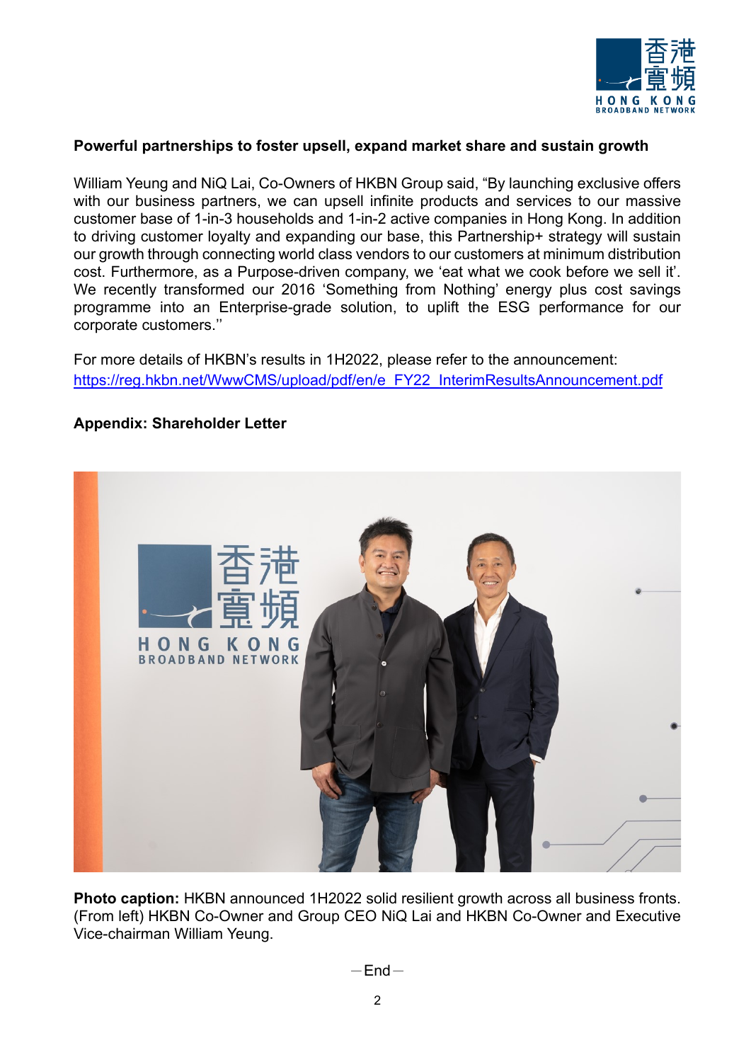**Powerful partnerships to foster upsell, expand market share and sustain growth**

William Yeung and NiQ Lai, Co-Owners of HKBN Group said, "By launching exclusive offers with our business partners, we can upsell infinite products and services to our massive customer base of 1-in-3 households and 1-in-2 active companies in Hong Kong. In addition to driving customer loyalty and expanding our base, this Partnership+ strategy will sustain our growth through connecting world class vendors to our customers at minimum distribution cost. Furthermore, as a Purpose-driven company, we 'eat what we cook before we sell it'. We recently transformed our 2016 'Something from Nothing' energy plus cost savings programme into an Enterprise-grade solution, to uplift the ESG performance for our corporate customers.''

For more details of HKBN's results in 1H2022, please refer to the announcement:
https://reg.hkbn.net/WwwCMS/upload/pdf/en/e_FY22_InterimResultsAnnouncement.pdf

**Appendix: Shareholder Letter**

**Photo caption:** HKBN announced 1H2022 solid resilient growth across all business fronts. (From left) HKBN Co-Owner and Group CEO NiQ Lai and HKBN Co-Owner and Executive Vice-chairman William Yeung.

— End —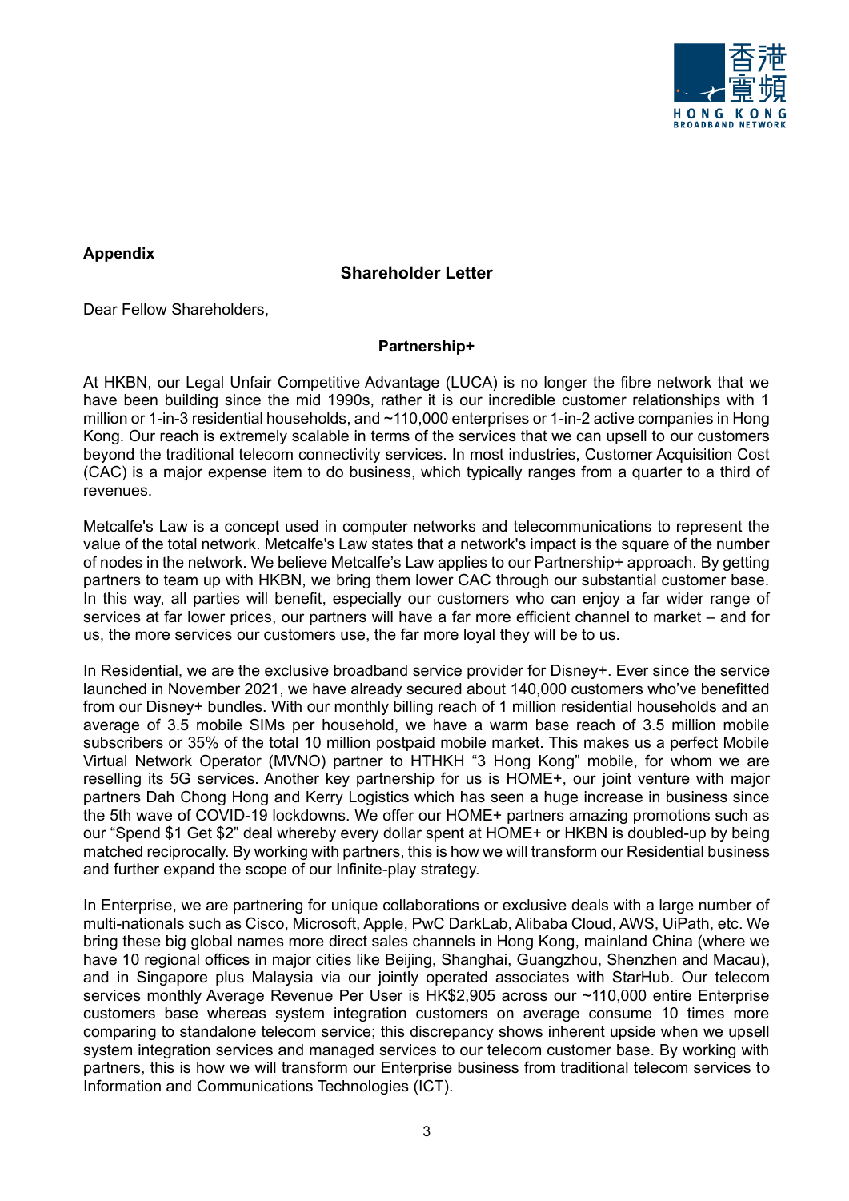**Appendix**

## Shareholder Letter

Dear Fellow Shareholders,

### Partnership+

At HKBN, our Legal Unfair Competitive Advantage (LUCA) is no longer the fibre network that we have been building since the mid 1990s, rather it is our incredible customer relationships with 1 million or 1-in-3 residential households, and ~110,000 enterprises or 1-in-2 active companies in Hong Kong. Our reach is extremely scalable in terms of the services that we can upsell to our customers beyond the traditional telecom connectivity services. In most industries, Customer Acquisition Cost (CAC) is a major expense item to do business, which typically ranges from a quarter to a third of revenues.

Metcalfe's Law is a concept used in computer networks and telecommunications to represent the value of the total network. Metcalfe's Law states that a network's impact is the square of the number of nodes in the network. We believe Metcalfe's Law applies to our Partnership+ approach. By getting partners to team up with HKBN, we bring them lower CAC through our substantial customer base. In this way, all parties will benefit, especially our customers who can enjoy a far wider range of services at far lower prices, our partners will have a far more efficient channel to market – and for us, the more services our customers use, the far more loyal they will be to us.

In Residential, we are the exclusive broadband service provider for Disney+. Ever since the service launched in November 2021, we have already secured about 140,000 customers who've benefitted from our Disney+ bundles. With our monthly billing reach of 1 million residential households and an average of 3.5 mobile SIMs per household, we have a warm base reach of 3.5 million mobile subscribers or 35% of the total 10 million postpaid mobile market. This makes us a perfect Mobile Virtual Network Operator (MVNO) partner to HTHKH "3 Hong Kong" mobile, for whom we are reselling its 5G services. Another key partnership for us is HOME+, our joint venture with major partners Dah Chong Hong and Kerry Logistics which has seen a huge increase in business since the 5th wave of COVID-19 lockdowns. We offer our HOME+ partners amazing promotions such as our "Spend $1 Get $2" deal whereby every dollar spent at HOME+ or HKBN is doubled-up by being matched reciprocally. By working with partners, this is how we will transform our Residential business and further expand the scope of our Infinite-play strategy.

In Enterprise, we are partnering for unique collaborations or exclusive deals with a large number of multi-nationals such as Cisco, Microsoft, Apple, PwC DarkLab, Alibaba Cloud, AWS, UiPath, etc. We bring these big global names more direct sales channels in Hong Kong, mainland China (where we have 10 regional offices in major cities like Beijing, Shanghai, Guangzhou, Shenzhen and Macau), and in Singapore plus Malaysia via our jointly operated associates with StarHub. Our telecom services monthly Average Revenue Per User is HK$2,905 across our ~110,000 entire Enterprise customers base whereas system integration customers on average consume 10 times more comparing to standalone telecom service; this discrepancy shows inherent upside when we upsell system integration services and managed services to our telecom customer base. By working with partners, this is how we will transform our Enterprise business from traditional telecom services to Information and Communications Technologies (ICT).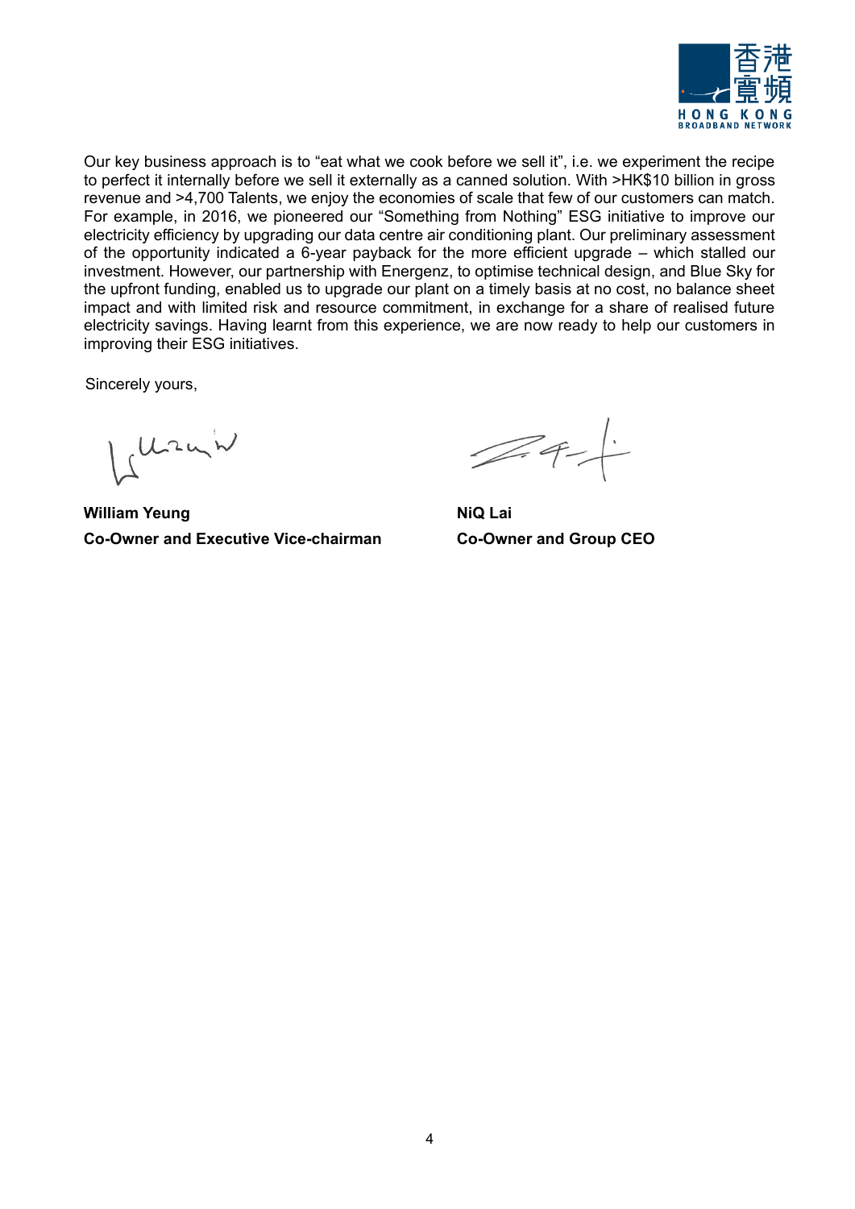Our key business approach is to “eat what we cook before we sell it”, i.e. we experiment the recipe to perfect it internally before we sell it externally as a canned solution. With >HK$10 billion in gross revenue and >4,700 Talents, we enjoy the economies of scale that few of our customers can match. For example, in 2016, we pioneered our “Something from Nothing” ESG initiative to improve our electricity efficiency by upgrading our data centre air conditioning plant. Our preliminary assessment of the opportunity indicated a 6-year payback for the more efficient upgrade – which stalled our investment. However, our partnership with Energenz, to optimise technical design, and Blue Sky for the upfront funding, enabled us to upgrade our plant on a timely basis at no cost, no balance sheet impact and with limited risk and resource commitment, in exchange for a share of realised future electricity savings. Having learnt from this experience, we are now ready to help our customers in improving their ESG initiatives.

Sincerely yours,

**William Yeung**
**Co-Owner and Executive Vice-chairman**

**NiQ Lai**
**Co-Owner and Group CEO**